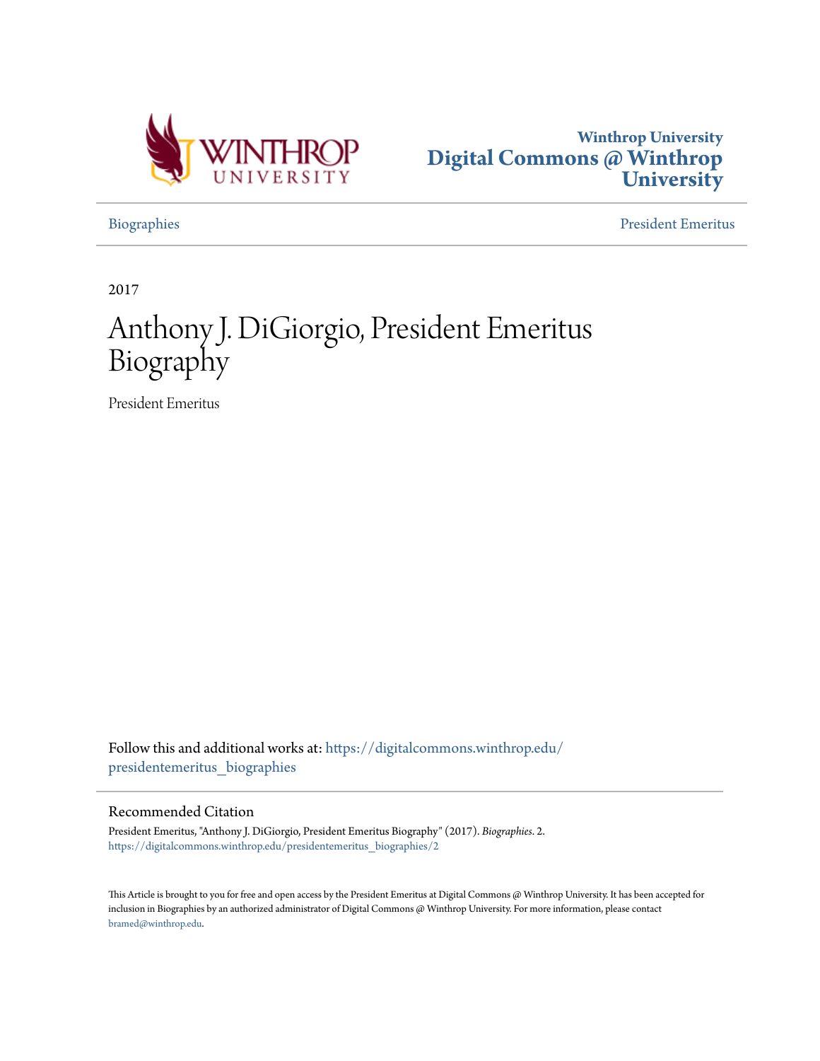Winthrop University
**Digital Commons @ Winthrop University**

Biographies | President Emeritus

2017

# Anthony J. DiGiorgio, President Emeritus Biography

President Emeritus

Follow this and additional works at: https://digitalcommons.winthrop.edu/presidentemeritus_biographies

## Recommended Citation

President Emeritus, "Anthony J. DiGiorgio, President Emeritus Biography" (2017). *Biographies*. 2.
https://digitalcommons.winthrop.edu/presidentemeritus_biographies/2

This Article is brought to you for free and open access by the President Emeritus at Digital Commons @ Winthrop University. It has been accepted for inclusion in Biographies by an authorized administrator of Digital Commons @ Winthrop University. For more information, please contact bramed@winthrop.edu.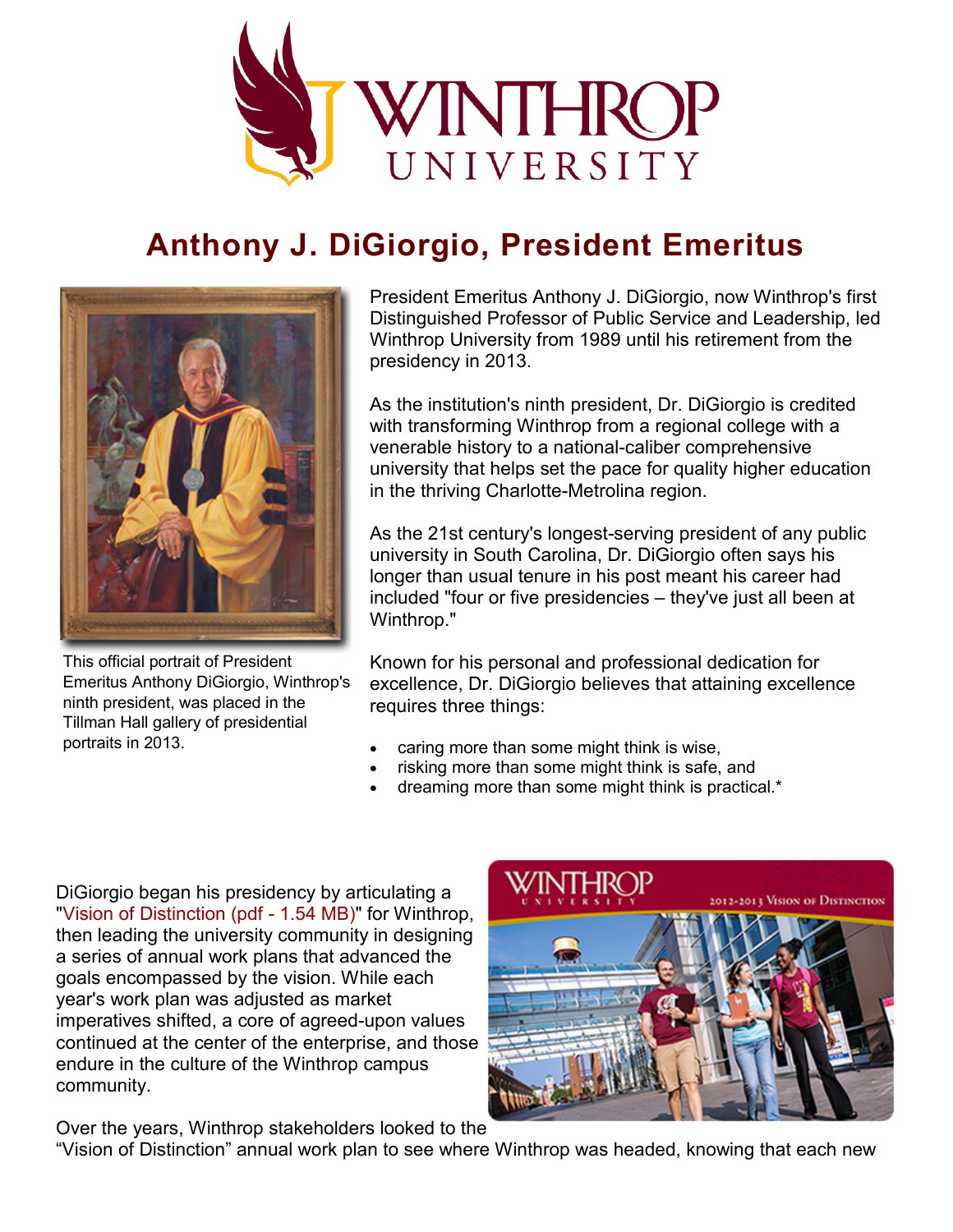# Anthony J. DiGiorgio, President Emeritus

This official portrait of President Emeritus Anthony DiGiorgio, Winthrop's ninth president, was placed in the Tillman Hall gallery of presidential portraits in 2013.

President Emeritus Anthony J. DiGiorgio, now Winthrop's first Distinguished Professor of Public Service and Leadership, led Winthrop University from 1989 until his retirement from the presidency in 2013.

As the institution's ninth president, Dr. DiGiorgio is credited with transforming Winthrop from a regional college with a venerable history to a national-caliber comprehensive university that helps set the pace for quality higher education in the thriving Charlotte-Metrolina region.

As the 21st century's longest-serving president of any public university in South Carolina, Dr. DiGiorgio often says his longer than usual tenure in his post meant his career had included "four or five presidencies – they've just all been at Winthrop."

Known for his personal and professional dedication for excellence, Dr. DiGiorgio believes that attaining excellence requires three things:

- caring more than some might think is wise,
- risking more than some might think is safe, and
- dreaming more than some might think is practical.*

DiGiorgio began his presidency by articulating a "Vision of Distinction (pdf - 1.54 MB)" for Winthrop, then leading the university community in designing a series of annual work plans that advanced the goals encompassed by the vision. While each year's work plan was adjusted as market imperatives shifted, a core of agreed-upon values continued at the center of the enterprise, and those endure in the culture of the Winthrop campus community.

Over the years, Winthrop stakeholders looked to the "Vision of Distinction" annual work plan to see where Winthrop was headed, knowing that each new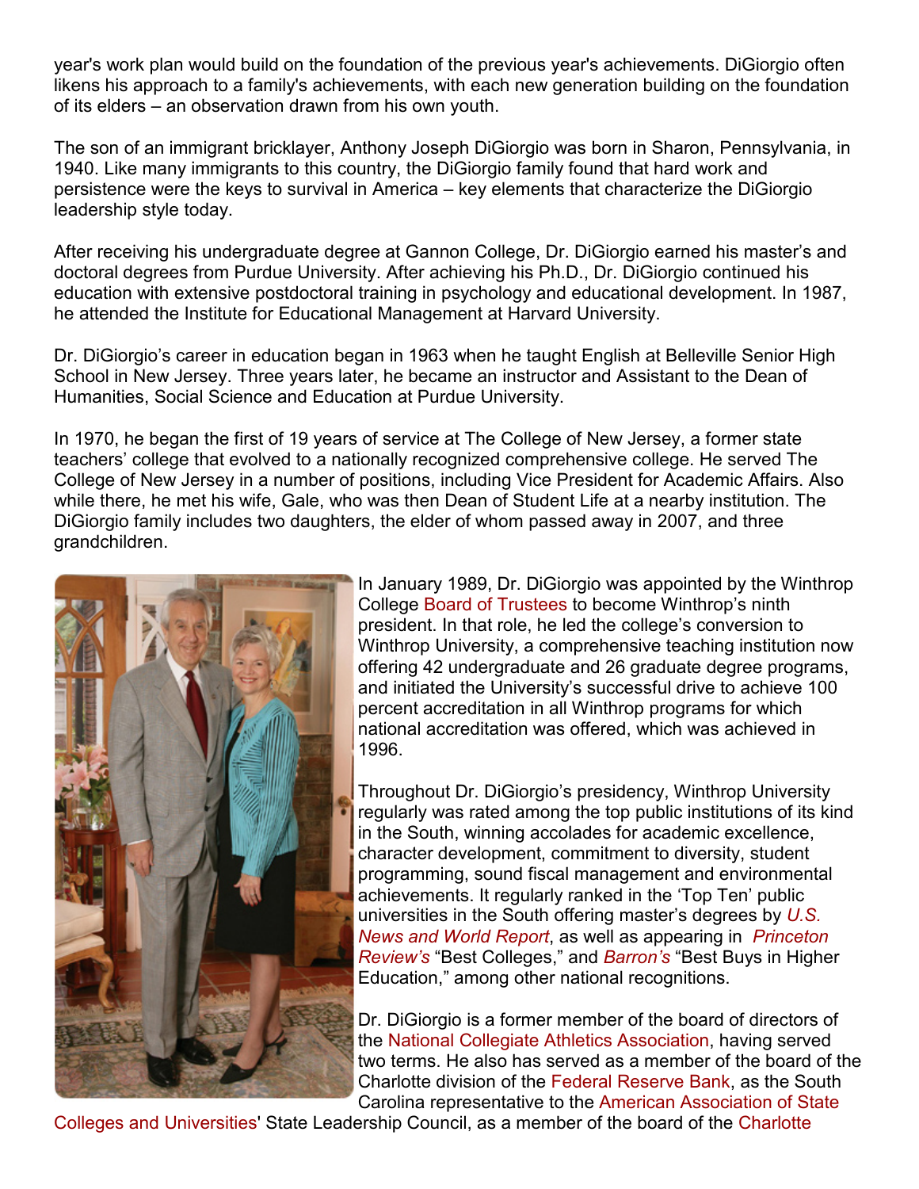year's work plan would build on the foundation of the previous year's achievements. DiGiorgio often likens his approach to a family's achievements, with each new generation building on the foundation of its elders – an observation drawn from his own youth.

The son of an immigrant bricklayer, Anthony Joseph DiGiorgio was born in Sharon, Pennsylvania, in 1940. Like many immigrants to this country, the DiGiorgio family found that hard work and persistence were the keys to survival in America – key elements that characterize the DiGiorgio leadership style today.

After receiving his undergraduate degree at Gannon College, Dr. DiGiorgio earned his master's and doctoral degrees from Purdue University. After achieving his Ph.D., Dr. DiGiorgio continued his education with extensive postdoctoral training in psychology and educational development. In 1987, he attended the Institute for Educational Management at Harvard University.

Dr. DiGiorgio's career in education began in 1963 when he taught English at Belleville Senior High School in New Jersey. Three years later, he became an instructor and Assistant to the Dean of Humanities, Social Science and Education at Purdue University.

In 1970, he began the first of 19 years of service at The College of New Jersey, a former state teachers' college that evolved to a nationally recognized comprehensive college. He served The College of New Jersey in a number of positions, including Vice President for Academic Affairs. Also while there, he met his wife, Gale, who was then Dean of Student Life at a nearby institution. The DiGiorgio family includes two daughters, the elder of whom passed away in 2007, and three grandchildren.

In January 1989, Dr. DiGiorgio was appointed by the Winthrop College Board of Trustees to become Winthrop's ninth president. In that role, he led the college's conversion to Winthrop University, a comprehensive teaching institution now offering 42 undergraduate and 26 graduate degree programs, and initiated the University's successful drive to achieve 100 percent accreditation in all Winthrop programs for which national accreditation was offered, which was achieved in 1996.

Throughout Dr. DiGiorgio's presidency, Winthrop University regularly was rated among the top public institutions of its kind in the South, winning accolades for academic excellence, character development, commitment to diversity, student programming, sound fiscal management and environmental achievements. It regularly ranked in the 'Top Ten' public universities in the South offering master's degrees by *U.S. News and World Report*, as well as appearing in *Princeton Review's* "Best Colleges," and *Barron's* "Best Buys in Higher Education," among other national recognitions.

Dr. DiGiorgio is a former member of the board of directors of the National Collegiate Athletics Association, having served two terms. He also has served as a member of the board of the Charlotte division of the Federal Reserve Bank, as the South Carolina representative to the American Association of State Colleges and Universities' State Leadership Council, as a member of the board of the Charlotte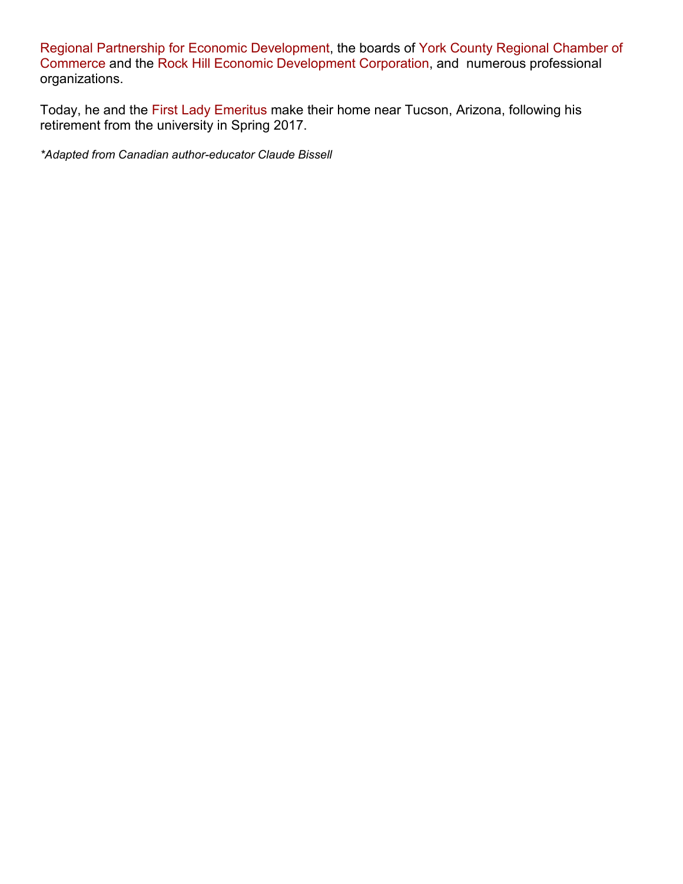Regional Partnership for Economic Development, the boards of York County Regional Chamber of Commerce and the Rock Hill Economic Development Corporation, and numerous professional organizations.

Today, he and the First Lady Emeritus make their home near Tucson, Arizona, following his retirement from the university in Spring 2017.

**

*Adapted from Canadian author-educator Claude Bissell*